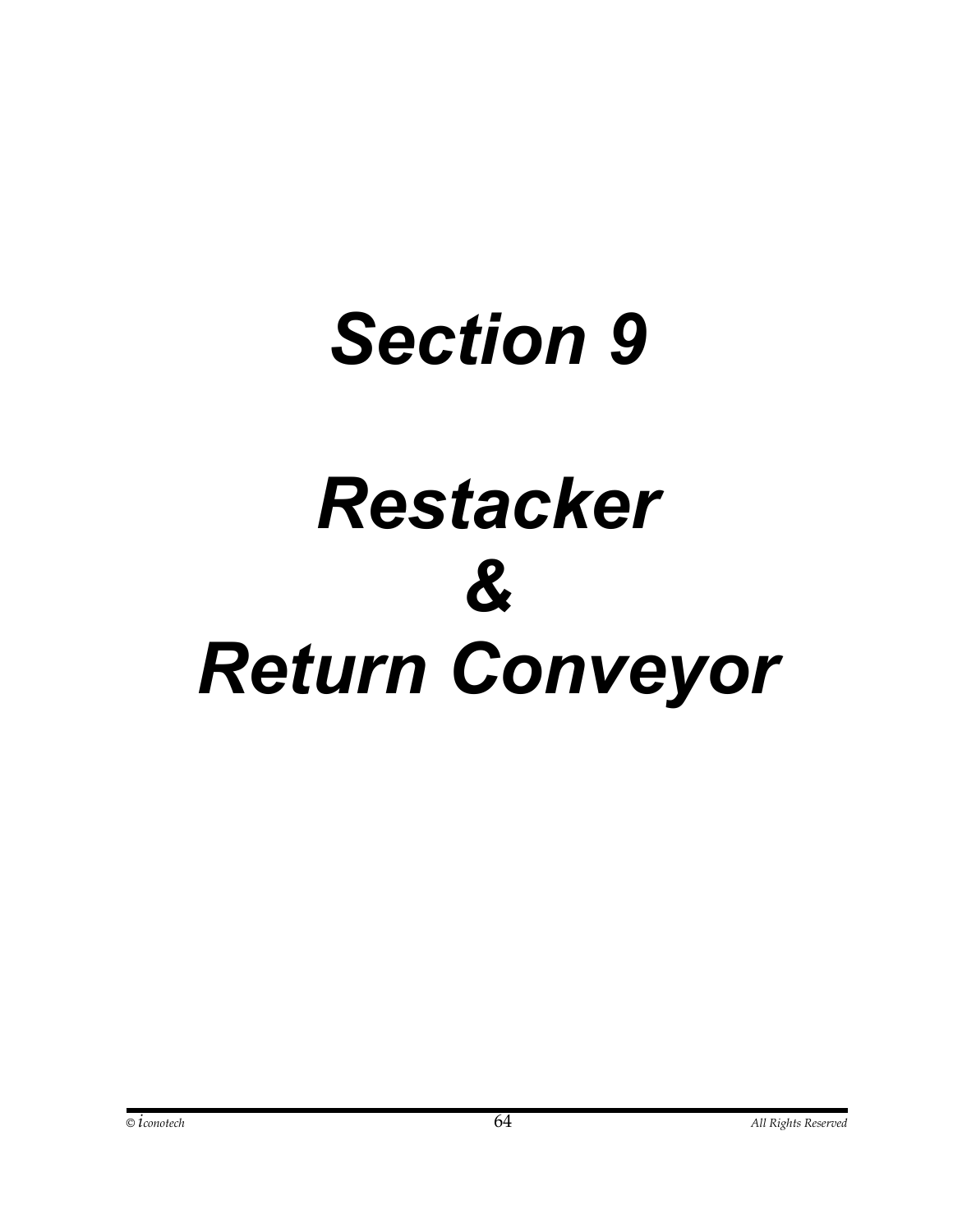# *Section 9*

# *Restacker*
# *&*
# *Return Conveyor*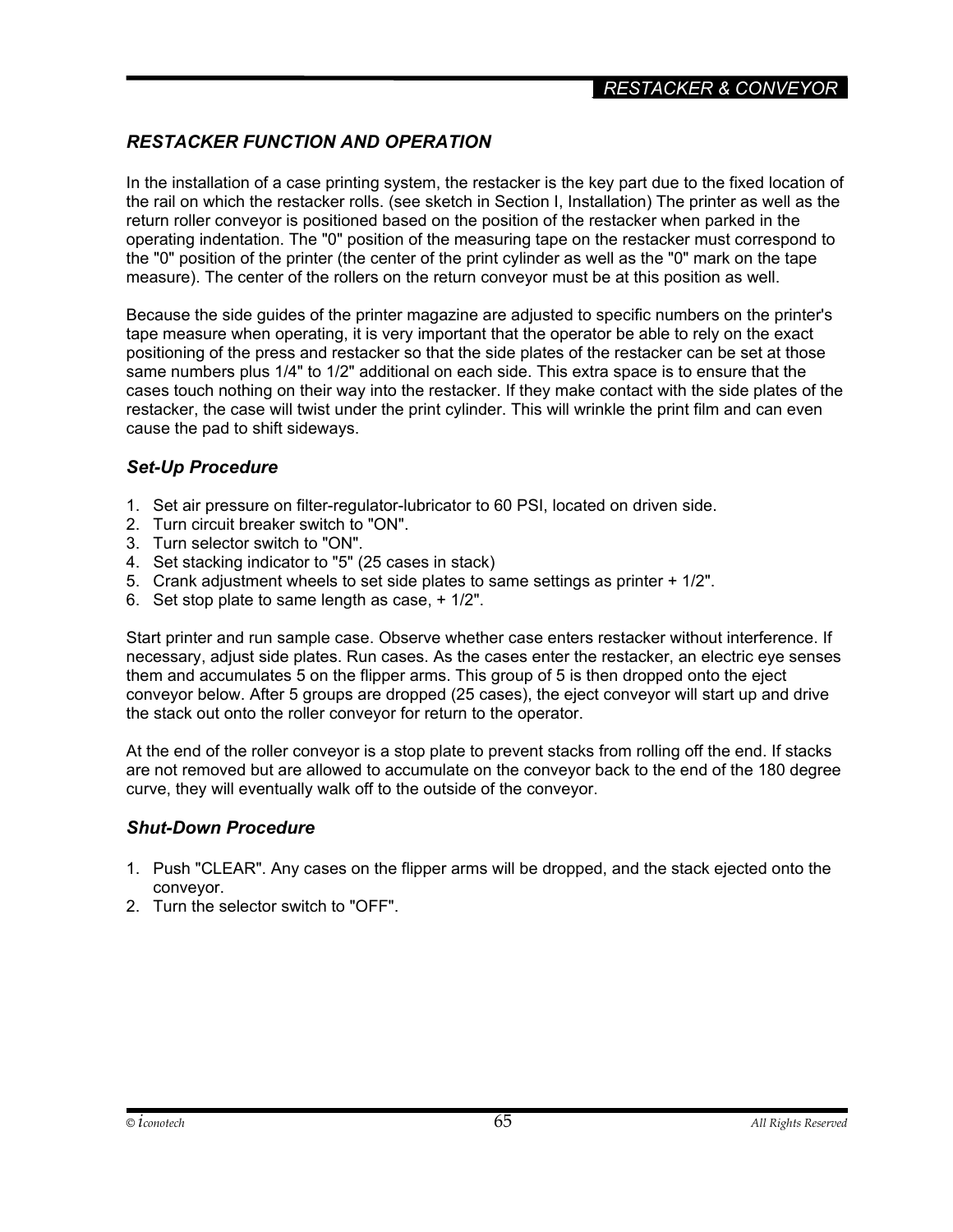## RESTACKER FUNCTION AND OPERATION

In the installation of a case printing system, the restacker is the key part due to the fixed location of the rail on which the restacker rolls. (see sketch in Section I, Installation) The printer as well as the return roller conveyor is positioned based on the position of the restacker when parked in the operating indentation. The "0" position of the measuring tape on the restacker must correspond to the "0" position of the printer (the center of the print cylinder as well as the "0" mark on the tape measure). The center of the rollers on the return conveyor must be at this position as well.

Because the side guides of the printer magazine are adjusted to specific numbers on the printer's tape measure when operating, it is very important that the operator be able to rely on the exact positioning of the press and restacker so that the side plates of the restacker can be set at those same numbers plus 1/4" to 1/2" additional on each side. This extra space is to ensure that the cases touch nothing on their way into the restacker. If they make contact with the side plates of the restacker, the case will twist under the print cylinder. This will wrinkle the print film and can even cause the pad to shift sideways.

### Set-Up Procedure

1. Set air pressure on filter-regulator-lubricator to 60 PSI, located on driven side.
2. Turn circuit breaker switch to "ON".
3. Turn selector switch to "ON".
4. Set stacking indicator to "5" (25 cases in stack)
5. Crank adjustment wheels to set side plates to same settings as printer + 1/2".
6. Set stop plate to same length as case, + 1/2".

Start printer and run sample case. Observe whether case enters restacker without interference. If necessary, adjust side plates. Run cases. As the cases enter the restacker, an electric eye senses them and accumulates 5 on the flipper arms. This group of 5 is then dropped onto the eject conveyor below. After 5 groups are dropped (25 cases), the eject conveyor will start up and drive the stack out onto the roller conveyor for return to the operator.

At the end of the roller conveyor is a stop plate to prevent stacks from rolling off the end. If stacks are not removed but are allowed to accumulate on the conveyor back to the end of the 180 degree curve, they will eventually walk off to the outside of the conveyor.

### Shut-Down Procedure

1. Push "CLEAR". Any cases on the flipper arms will be dropped, and the stack ejected onto the conveyor.
2. Turn the selector switch to "OFF".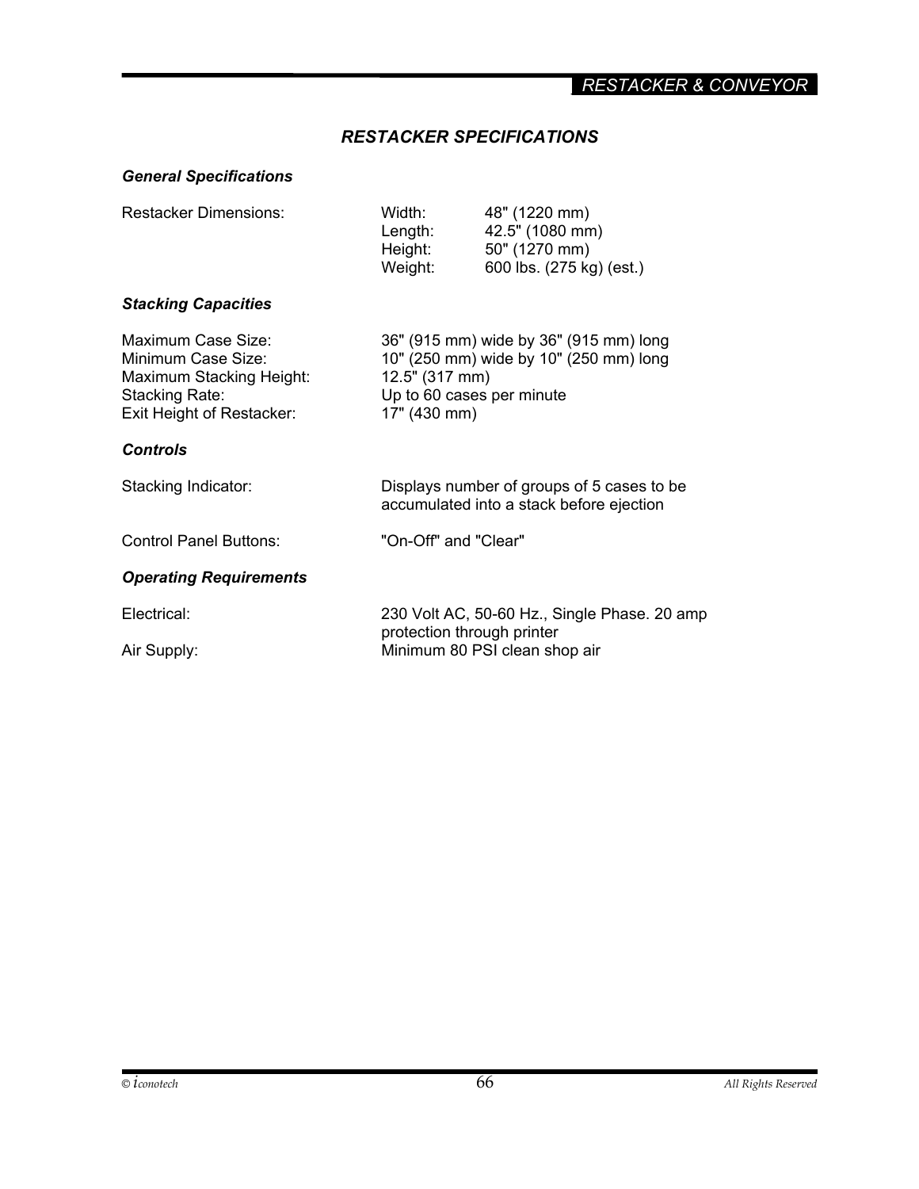## *RESTACKER SPECIFICATIONS*

### *General Specifications*

| | | |
|---|---|---|
| Restacker Dimensions: | Width: | 48" (1220 mm) |
| | Length: | 42.5" (1080 mm) |
| | Height: | 50" (1270 mm) |
| | Weight: | 600 lbs. (275 kg) (est.) |

### *Stacking Capacities*

| | |
|---|---|
| Maximum Case Size: | 36" (915 mm) wide by 36" (915 mm) long |
| Minimum Case Size: | 10" (250 mm) wide by 10" (250 mm) long |
| Maximum Stacking Height: | 12.5" (317 mm) |
| Stacking Rate: | Up to 60 cases per minute |
| Exit Height of Restacker: | 17" (430 mm) |

### *Controls*

| | |
|---|---|
| Stacking Indicator: | Displays number of groups of 5 cases to be accumulated into a stack before ejection |
| Control Panel Buttons: | "On-Off" and "Clear" |

### *Operating Requirements*

| | |
|---|---|
| Electrical: | 230 Volt AC, 50-60 Hz., Single Phase. 20 amp protection through printer |
| Air Supply: | Minimum 80 PSI clean shop air |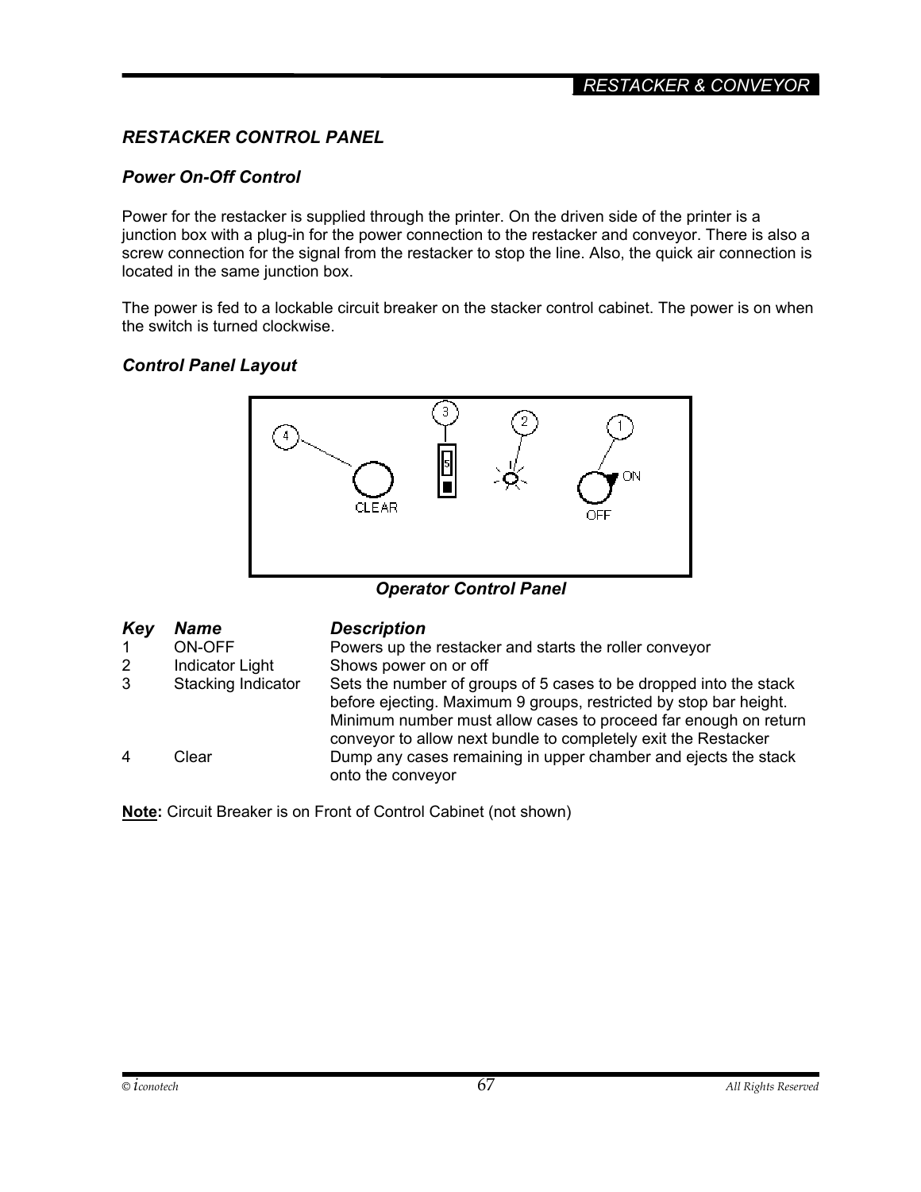## RESTACKER CONTROL PANEL

### Power On-Off Control

Power for the restacker is supplied through the printer. On the driven side of the printer is a junction box with a plug-in for the power connection to the restacker and conveyor. There is also a screw connection for the signal from the restacker to stop the line. Also, the quick air connection is located in the same junction box.

The power is fed to a lockable circuit breaker on the stacker control cabinet. The power is on when the switch is turned clockwise.

### Control Panel Layout

CLEAR

5

ON

OFF

**Operator Control Panel**

| Key | Name | Description |
|---|---|---|
| 1 | ON-OFF | Powers up the restacker and starts the roller conveyor |
| 2 | Indicator Light | Shows power on or off |
| 3 | Stacking Indicator | Sets the number of groups of 5 cases to be dropped into the stack before ejecting. Maximum 9 groups, restricted by stop bar height. Minimum number must allow cases to proceed far enough on return conveyor to allow next bundle to completely exit the Restacker |
| 4 | Clear | Dump any cases remaining in upper chamber and ejects the stack onto the conveyor |

**Note:** Circuit Breaker is on Front of Control Cabinet (not shown)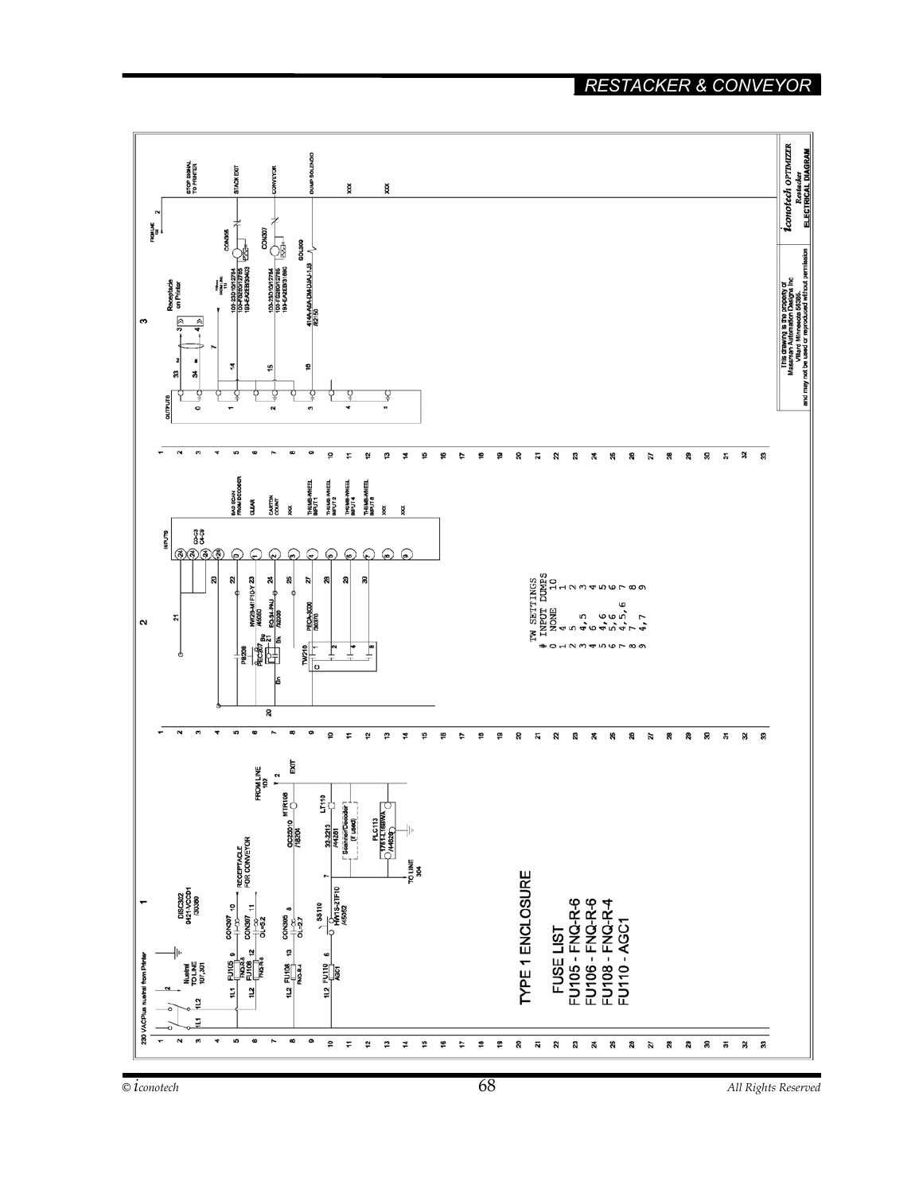# RESTACKER & CONVEYOR

TYPE 1 ENCLOSURE

FUSE LIST
FU105 - FNQ-R-6
FU106 - FNQ-R-6
FU108 - FNQ-R-4
FU110 - AGC1

TW SETTINGS

| # | INPUT | DUMPS |
|---|---|---|
| 0 | NONE | 10 |
| 1 | 4 | 1 |
| 2 | 5 | 2 |
| 3 | 4,5 | 3 |
| 4 | 6 | 4 |
| 5 | 4,6 | 5 |
| 6 | 5,6 | 6 |
| 7 | 4,5,6 | 7 |
| 8 | 7 | 8 |
| 9 | 4,7 | 9 |

*iconotech* OPTIMIZER
*Restacker*
ELECTRICAL DIAGRAM

This drawing is the property of Massman Automation Designs Inc. Villard Minnesota 56385, and may not be used or reproduced without permission

© *iconotech* All Rights Reserved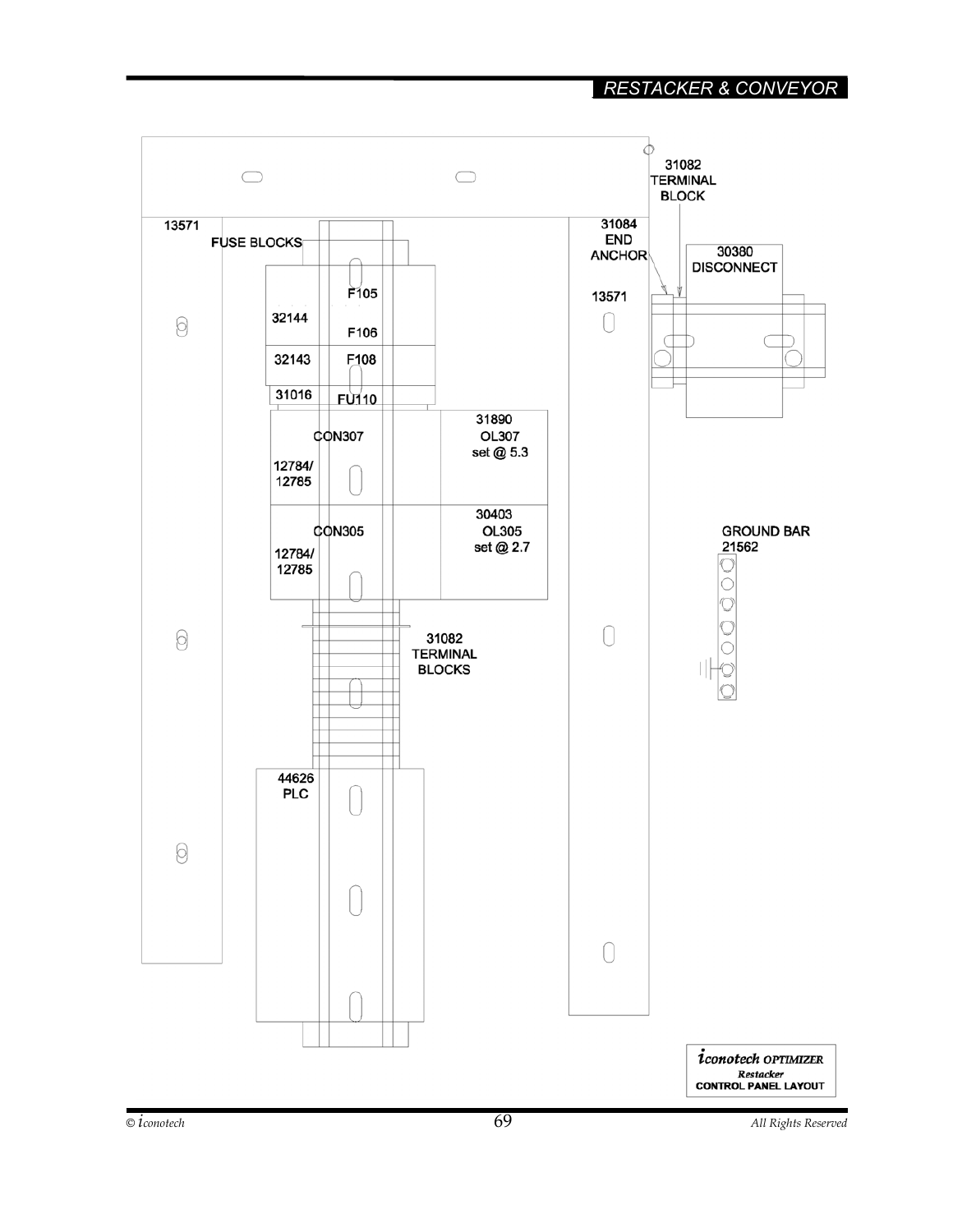13571

FUSE BLOCKS

F105

32144

F106

32143 F108

31016 FU110

31890

CON307 OL307

set @ 5.3

12784/
12785

30403

CON305 OL305

set @ 2.7

12784/
12785

31082
TERMINAL
BLOCKS

44626
PLC

31082
TERMINAL
BLOCK

31084
END
ANCHOR

30380
DISCONNECT

13571

GROUND BAR
21562

*iconotech* OPTIMIZER
*Restacker*
**CONTROL PANEL LAYOUT**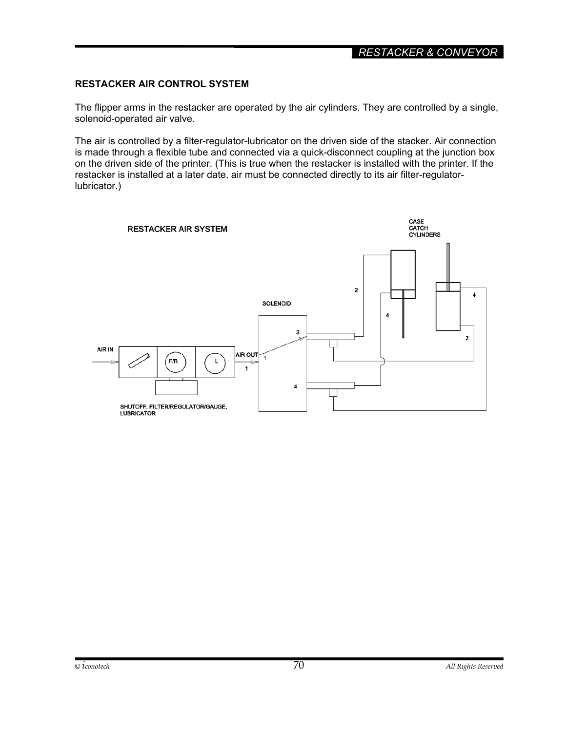## RESTACKER AIR CONTROL SYSTEM

The flipper arms in the restacker are operated by the air cylinders. They are controlled by a single, solenoid-operated air valve.

The air is controlled by a filter-regulator-lubricator on the driven side of the stacker. Air connection is made through a flexible tube and connected via a quick-disconnect coupling at the junction box on the driven side of the printer. (This is true when the restacker is installed with the printer. If the restacker is installed at a later date, air must be connected directly to its air filter-regulator-lubricator.)

**RESTACKER AIR SYSTEM**

AIR IN — F/R — L — AIR OUT — 1

SOLENOID — 1, 2, 4

CASE CATCH CYLINDERS — 2, 4

SHUTOFF, FILTER/REGULATOR/GAUGE, LUBRICATOR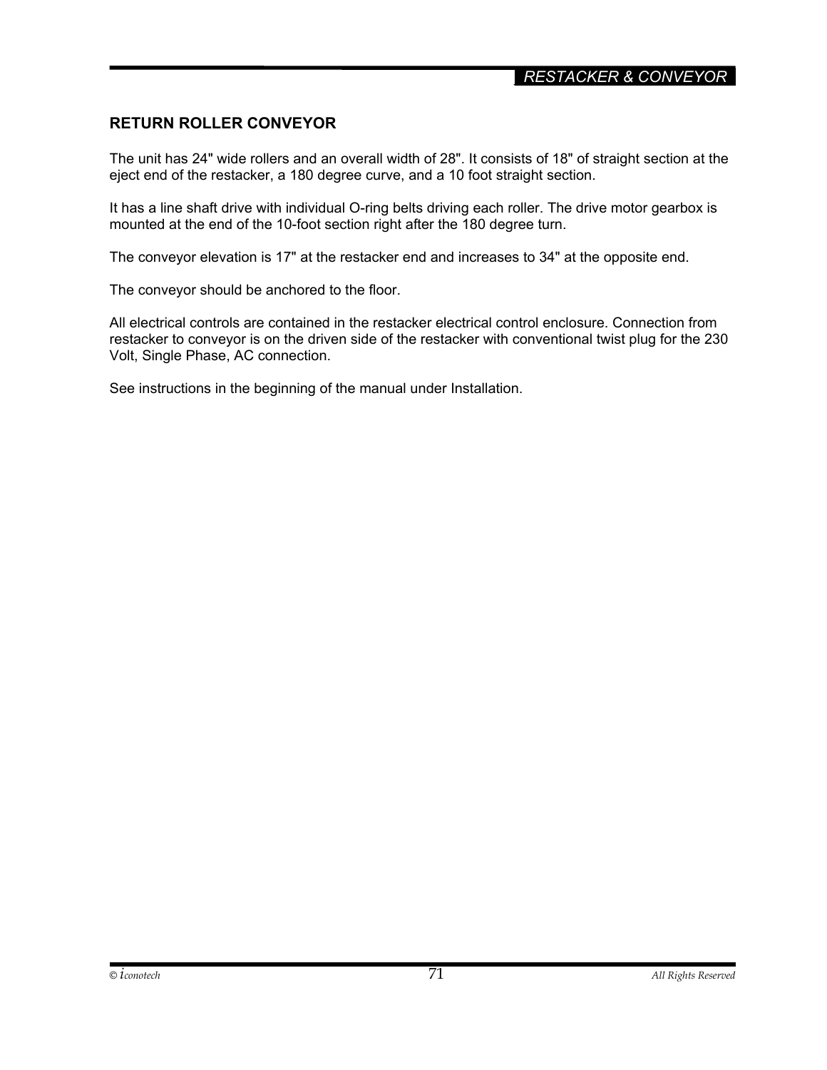## RETURN ROLLER CONVEYOR

The unit has 24" wide rollers and an overall width of 28". It consists of 18" of straight section at the eject end of the restacker, a 180 degree curve, and a 10 foot straight section.

It has a line shaft drive with individual O-ring belts driving each roller. The drive motor gearbox is mounted at the end of the 10-foot section right after the 180 degree turn.

The conveyor elevation is 17" at the restacker end and increases to 34" at the opposite end.

The conveyor should be anchored to the floor.

All electrical controls are contained in the restacker electrical control enclosure. Connection from restacker to conveyor is on the driven side of the restacker with conventional twist plug for the 230 Volt, Single Phase, AC connection.

See instructions in the beginning of the manual under Installation.